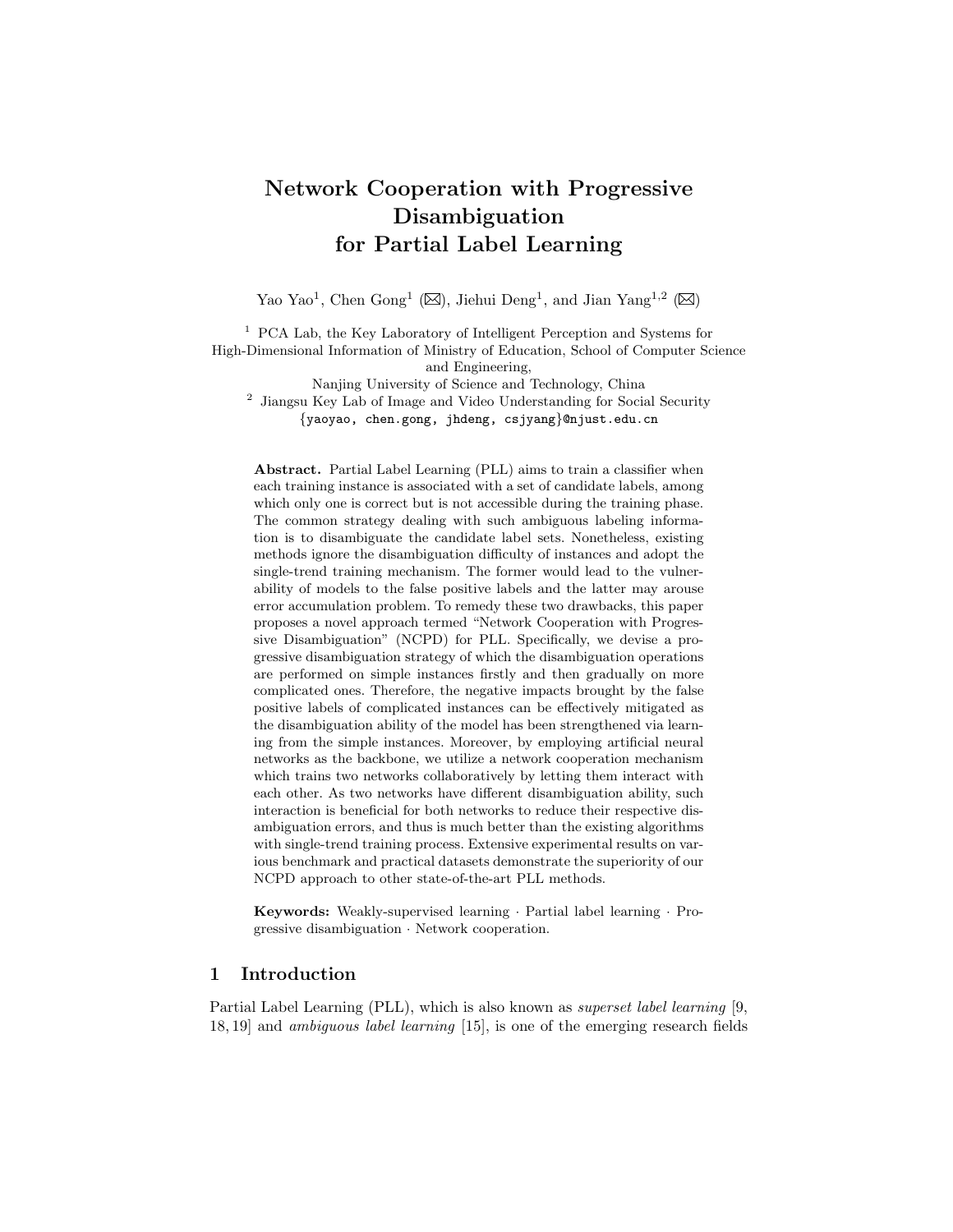# Network Cooperation with Progressive Disambiguation for Partial Label Learning

Yao Yao[1], Chen Gong[1] (✉), Jiehui Deng[1], and Jian Yang[1,2] (✉)

[1] PCA Lab, the Key Laboratory of Intelligent Perception and Systems for High-Dimensional Information of Ministry of Education, School of Computer Science and Engineering,
Nanjing University of Science and Technology, China
[2] Jiangsu Key Lab of Image and Video Understanding for Social Security
{yaoyao, chen.gong, jhdeng, csjyang}@njust.edu.cn

**Abstract.** Partial Label Learning (PLL) aims to train a classifier when each training instance is associated with a set of candidate labels, among which only one is correct but is not accessible during the training phase. The common strategy dealing with such ambiguous labeling information is to disambiguate the candidate label sets. Nonetheless, existing methods ignore the disambiguation difficulty of instances and adopt the single-trend training mechanism. The former would lead to the vulnerability of models to the false positive labels and the latter may arouse error accumulation problem. To remedy these two drawbacks, this paper proposes a novel approach termed "Network Cooperation with Progressive Disambiguation" (NCPD) for PLL. Specifically, we devise a progressive disambiguation strategy of which the disambiguation operations are performed on simple instances firstly and then gradually on more complicated ones. Therefore, the negative impacts brought by the false positive labels of complicated instances can be effectively mitigated as the disambiguation ability of the model has been strengthened via learning from the simple instances. Moreover, by employing artificial neural networks as the backbone, we utilize a network cooperation mechanism which trains two networks collaboratively by letting them interact with each other. As two networks have different disambiguation ability, such interaction is beneficial for both networks to reduce their respective disambiguation errors, and thus is much better than the existing algorithms with single-trend training process. Extensive experimental results on various benchmark and practical datasets demonstrate the superiority of our NCPD approach to other state-of-the-art PLL methods.

**Keywords:** Weakly-supervised learning · Partial label learning · Progressive disambiguation · Network cooperation.

## 1 Introduction

Partial Label Learning (PLL), which is also known as *superset label learning* [9, 18, 19] and *ambiguous label learning* [15], is one of the emerging research fields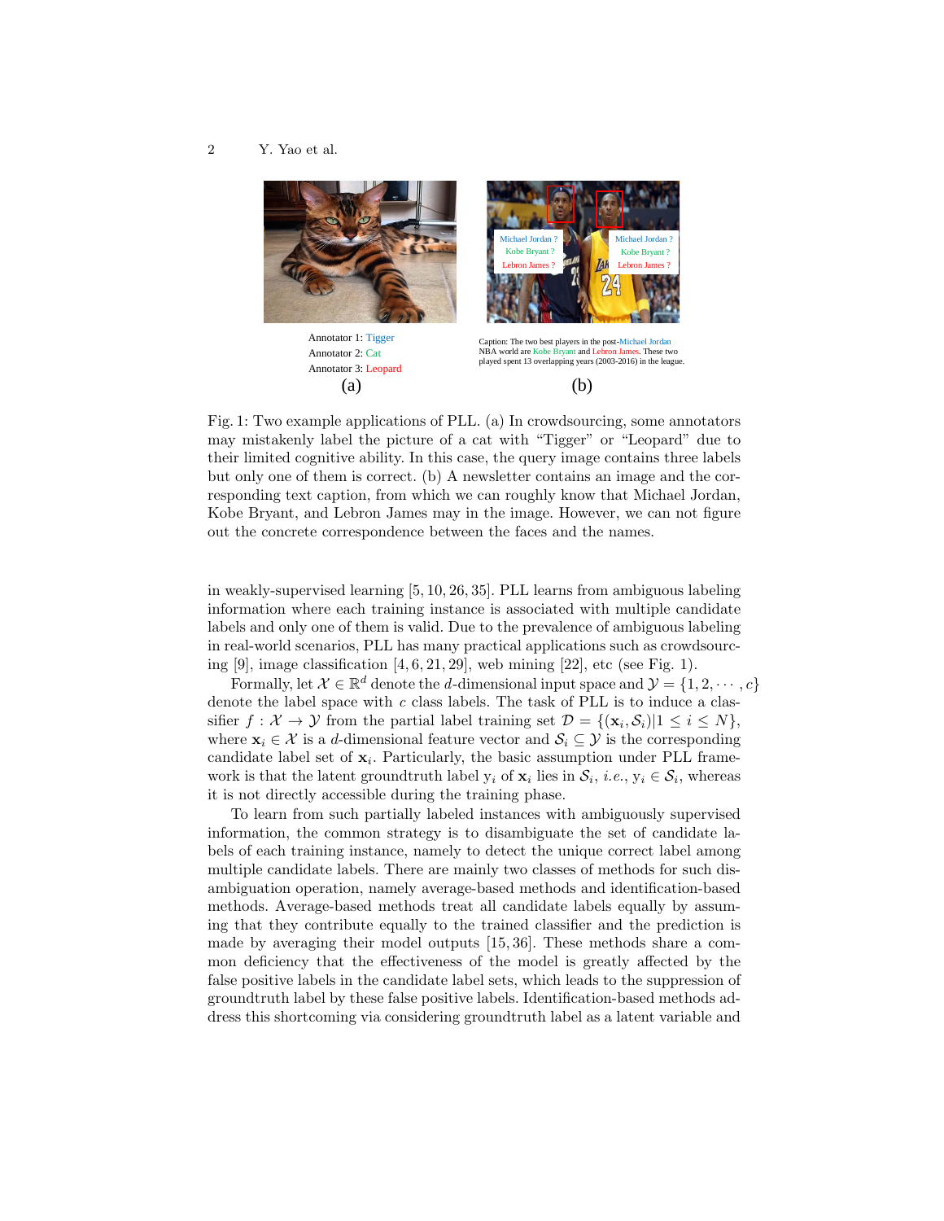Annotator 1: Tigger
Annotator 2: Cat
Annotator 3: Leopard

(a)

Caption: The two best players in the post-Michael Jordan NBA world are Kobe Bryant and Lebron James. These two played spent 13 overlapping years (2003-2016) in the league.

(b)

Fig. 1: Two example applications of PLL. (a) In crowdsourcing, some annotators may mistakenly label the picture of a cat with "Tigger" or "Leopard" due to their limited cognitive ability. In this case, the query image contains three labels but only one of them is correct. (b) A newsletter contains an image and the corresponding text caption, from which we can roughly know that Michael Jordan, Kobe Bryant, and Lebron James may in the image. However, we can not figure out the concrete correspondence between the faces and the names.

in weakly-supervised learning [5, 10, 26, 35]. PLL learns from ambiguous labeling information where each training instance is associated with multiple candidate labels and only one of them is valid. Due to the prevalence of ambiguous labeling in real-world scenarios, PLL has many practical applications such as crowdsourcing [9], image classification [4, 6, 21, 29], web mining [22], etc (see Fig. 1).

Formally, let $\mathcal{X} \in \mathbb{R}^d$ denote the $d$-dimensional input space and $\mathcal{Y} = \{1, 2, \cdots, c\}$ denote the label space with $c$ class labels. The task of PLL is to induce a classifier $f : \mathcal{X} \to \mathcal{Y}$ from the partial label training set $\mathcal{D} = \{(\mathbf{x}_i, \mathcal{S}_i) | 1 \leq i \leq N\}$, where $\mathbf{x}_i \in \mathcal{X}$ is a $d$-dimensional feature vector and $\mathcal{S}_i \subseteq \mathcal{Y}$ is the corresponding candidate label set of $\mathbf{x}_i$. Particularly, the basic assumption under PLL framework is that the latent groundtruth label $\mathrm{y}_i$ of $\mathbf{x}_i$ lies in $\mathcal{S}_i$, *i.e.*, $\mathrm{y}_i \in \mathcal{S}_i$, whereas it is not directly accessible during the training phase.

To learn from such partially labeled instances with ambiguously supervised information, the common strategy is to disambiguate the set of candidate labels of each training instance, namely to detect the unique correct label among multiple candidate labels. There are mainly two classes of methods for such disambiguation operation, namely average-based methods and identification-based methods. Average-based methods treat all candidate labels equally by assuming that they contribute equally to the trained classifier and the prediction is made by averaging their model outputs [15, 36]. These methods share a common deficiency that the effectiveness of the model is greatly affected by the false positive labels in the candidate label sets, which leads to the suppression of groundtruth label by these false positive labels. Identification-based methods address this shortcoming via considering groundtruth label as a latent variable and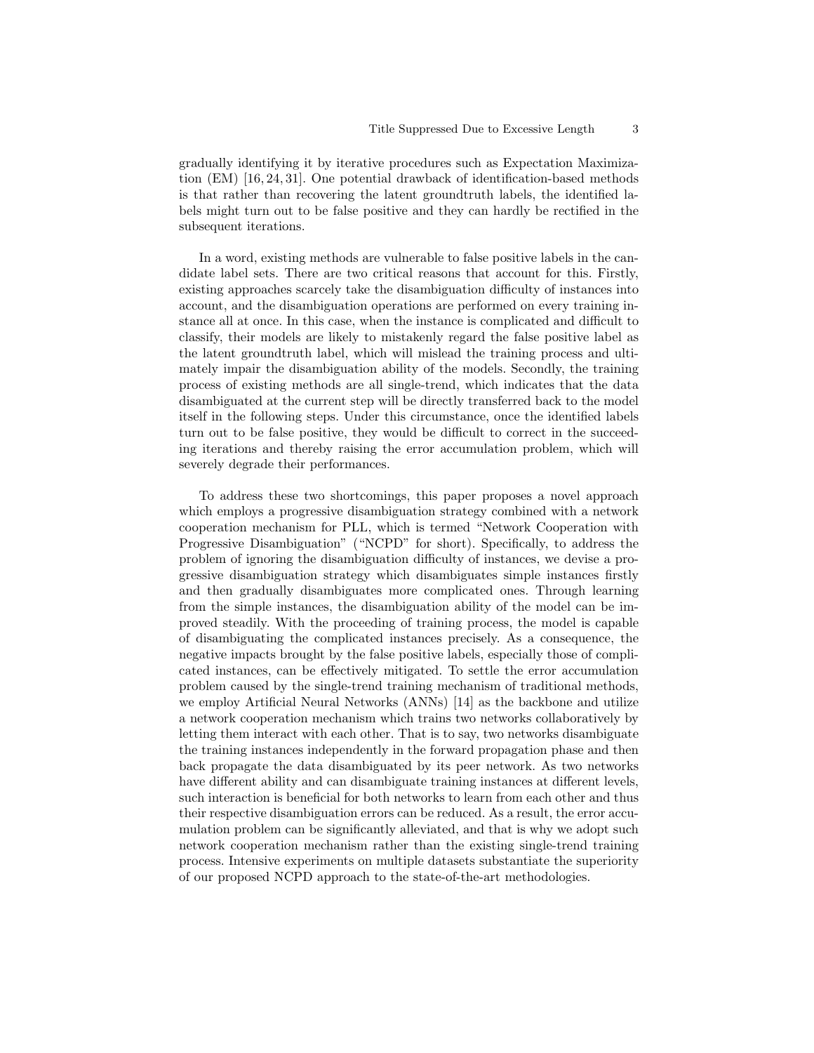gradually identifying it by iterative procedures such as Expectation Maximization (EM) [16, 24, 31]. One potential drawback of identification-based methods is that rather than recovering the latent groundtruth labels, the identified labels might turn out to be false positive and they can hardly be rectified in the subsequent iterations.

In a word, existing methods are vulnerable to false positive labels in the candidate label sets. There are two critical reasons that account for this. Firstly, existing approaches scarcely take the disambiguation difficulty of instances into account, and the disambiguation operations are performed on every training instance all at once. In this case, when the instance is complicated and difficult to classify, their models are likely to mistakenly regard the false positive label as the latent groundtruth label, which will mislead the training process and ultimately impair the disambiguation ability of the models. Secondly, the training process of existing methods are all single-trend, which indicates that the data disambiguated at the current step will be directly transferred back to the model itself in the following steps. Under this circumstance, once the identified labels turn out to be false positive, they would be difficult to correct in the succeeding iterations and thereby raising the error accumulation problem, which will severely degrade their performances.

To address these two shortcomings, this paper proposes a novel approach which employs a progressive disambiguation strategy combined with a network cooperation mechanism for PLL, which is termed "Network Cooperation with Progressive Disambiguation" ("NCPD" for short). Specifically, to address the problem of ignoring the disambiguation difficulty of instances, we devise a progressive disambiguation strategy which disambiguates simple instances firstly and then gradually disambiguates more complicated ones. Through learning from the simple instances, the disambiguation ability of the model can be improved steadily. With the proceeding of training process, the model is capable of disambiguating the complicated instances precisely. As a consequence, the negative impacts brought by the false positive labels, especially those of complicated instances, can be effectively mitigated. To settle the error accumulation problem caused by the single-trend training mechanism of traditional methods, we employ Artificial Neural Networks (ANNs) [14] as the backbone and utilize a network cooperation mechanism which trains two networks collaboratively by letting them interact with each other. That is to say, two networks disambiguate the training instances independently in the forward propagation phase and then back propagate the data disambiguated by its peer network. As two networks have different ability and can disambiguate training instances at different levels, such interaction is beneficial for both networks to learn from each other and thus their respective disambiguation errors can be reduced. As a result, the error accumulation problem can be significantly alleviated, and that is why we adopt such network cooperation mechanism rather than the existing single-trend training process. Intensive experiments on multiple datasets substantiate the superiority of our proposed NCPD approach to the state-of-the-art methodologies.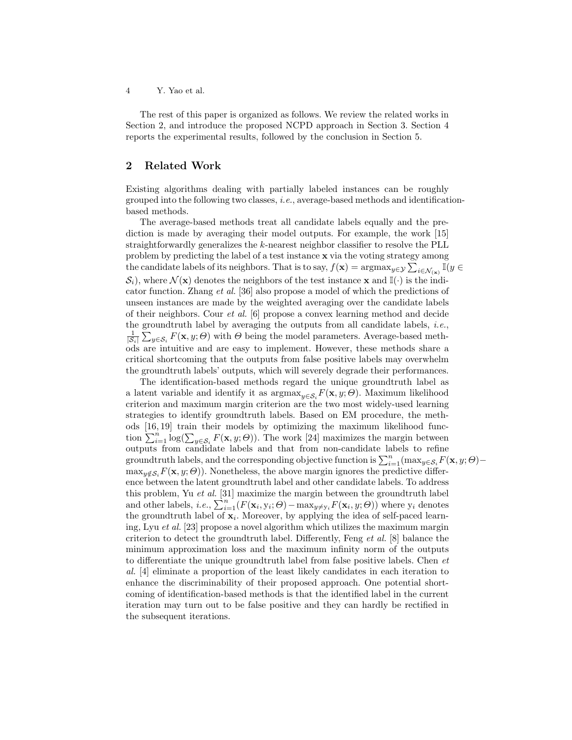The rest of this paper is organized as follows. We review the related works in Section 2, and introduce the proposed NCPD approach in Section 3. Section 4 reports the experimental results, followed by the conclusion in Section 5.

## 2 Related Work

Existing algorithms dealing with partially labeled instances can be roughly grouped into the following two classes, *i.e.*, average-based methods and identification-based methods.

The average-based methods treat all candidate labels equally and the prediction is made by averaging their model outputs. For example, the work [15] straightforwardly generalizes the $k$-nearest neighbor classifier to resolve the PLL problem by predicting the label of a test instance $\mathbf{x}$ via the voting strategy among the candidate labels of its neighbors. That is to say, $f(\mathbf{x}) = \mathrm{argmax}_{y\in\mathcal{Y}} \sum_{i\in\mathcal{N}_{(\mathbf{x})}} \mathbb{I}(y \in \mathcal{S}_i)$, where $\mathcal{N}(\mathbf{x})$ denotes the neighbors of the test instance $\mathbf{x}$ and $\mathbb{I}(\cdot)$ is the indicator function. Zhang *et al.* [36] also propose a model of which the predictions of unseen instances are made by the weighted averaging over the candidate labels of their neighbors. Cour *et al.* [6] propose a convex learning method and decide the groundtruth label by averaging the outputs from all candidate labels, *i.e.*, $\frac{1}{|\mathcal{S}_i|}\sum_{y\in\mathcal{S}_i} F(\mathbf{x}, y; \Theta)$ with $\Theta$ being the model parameters. Average-based methods are intuitive and are easy to implement. However, these methods share a critical shortcoming that the outputs from false positive labels may overwhelm the groundtruth labels' outputs, which will severely degrade their performances.

The identification-based methods regard the unique groundtruth label as a latent variable and identify it as $\mathrm{argmax}_{y\in\mathcal{S}_i} F(\mathbf{x}, y; \Theta)$. Maximum likelihood criterion and maximum margin criterion are the two most widely-used learning strategies to identify groundtruth labels. Based on EM procedure, the methods [16, 19] train their models by optimizing the maximum likelihood function $\sum_{i=1}^{n} \log(\sum_{y\in\mathcal{S}_i} F(\mathbf{x}, y; \Theta))$. The work [24] maximizes the margin between outputs from candidate labels and that from non-candidate labels to refine groundtruth labels, and the corresponding objective function is $\sum_{i=1}^{n}(\max_{y\in\mathcal{S}_i} F(\mathbf{x}, y; \Theta) - \max_{y\notin\mathcal{S}_i} F(\mathbf{x}, y; \Theta))$. Nonetheless, the above margin ignores the predictive difference between the latent groundtruth label and other candidate labels. To address this problem, Yu *et al.* [31] maximize the margin between the groundtruth label and other labels, *i.e.*, $\sum_{i=1}^{n}(F(\mathbf{x}_i, \mathrm{y}_i; \Theta) - \max_{y\neq \mathrm{y}_i} F(\mathbf{x}_i, y; \Theta))$ where $\mathrm{y}_i$ denotes the groundtruth label of $\mathbf{x}_i$. Moreover, by applying the idea of self-paced learning, Lyu *et al.* [23] propose a novel algorithm which utilizes the maximum margin criterion to detect the groundtruth label. Differently, Feng *et al.* [8] balance the minimum approximation loss and the maximum infinity norm of the outputs to differentiate the unique groundtruth label from false positive labels. Chen *et al.* [4] eliminate a proportion of the least likely candidates in each iteration to enhance the discriminability of their proposed approach. One potential shortcoming of identification-based methods is that the identified label in the current iteration may turn out to be false positive and they can hardly be rectified in the subsequent iterations.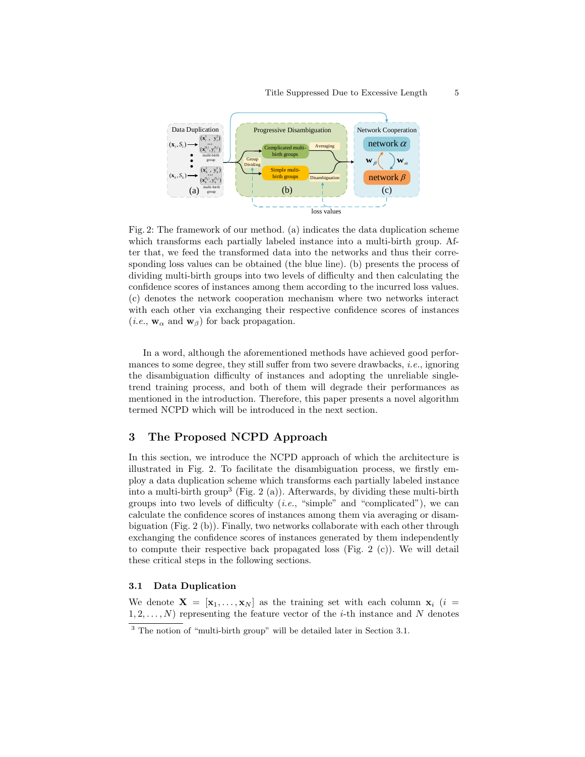Fig. 2: The framework of our method. (a) indicates the data duplication scheme which transforms each partially labeled instance into a multi-birth group. After that, we feed the transformed data into the networks and thus their corresponding loss values can be obtained (the blue line). (b) presents the process of dividing multi-birth groups into two levels of difficulty and then calculating the confidence scores of instances among them according to the incurred loss values. (c) denotes the network cooperation mechanism where two networks interact with each other via exchanging their respective confidence scores of instances (*i.e.*, $\mathbf{w}_\alpha$ and $\mathbf{w}_\beta$) for back propagation.

In a word, although the aforementioned methods have achieved good performances to some degree, they still suffer from two severe drawbacks, *i.e.* ignoring the disambiguation difficulty of instances and adopting the unreliable single-trend training process, and both of them will degrade their performances as mentioned in the introduction. Therefore, this paper presents a novel algorithm termed NCPD which will be introduced in the next section.

## 3 The Proposed NCPD Approach

In this section, we introduce the NCPD approach of which the architecture is illustrated in Fig. 2. To facilitate the disambiguation process, we firstly employ a data duplication scheme which transforms each partially labeled instance into a multi-birth group[3] (Fig. 2 (a)). Afterwards, by dividing these multi-birth groups into two levels of difficulty (*i.e.*, "simple" and "complicated"), we can calculate the confidence scores of instances among them via averaging or disambiguation (Fig. 2 (b)). Finally, two networks collaborate with each other through exchanging the confidence scores of instances generated by them independently to compute their respective back propagated loss (Fig. 2 (c)). We will detail these critical steps in the following sections.

### 3.1 Data Duplication

We denote $\mathbf{X} = [\mathbf{x}_1, \ldots, \mathbf{x}_N]$ as the training set with each column $\mathbf{x}_i$ ($i = 1, 2, \ldots, N$) representing the feature vector of the $i$-th instance and $N$ denotes

[3] The notion of "multi-birth group" will be detailed later in Section 3.1.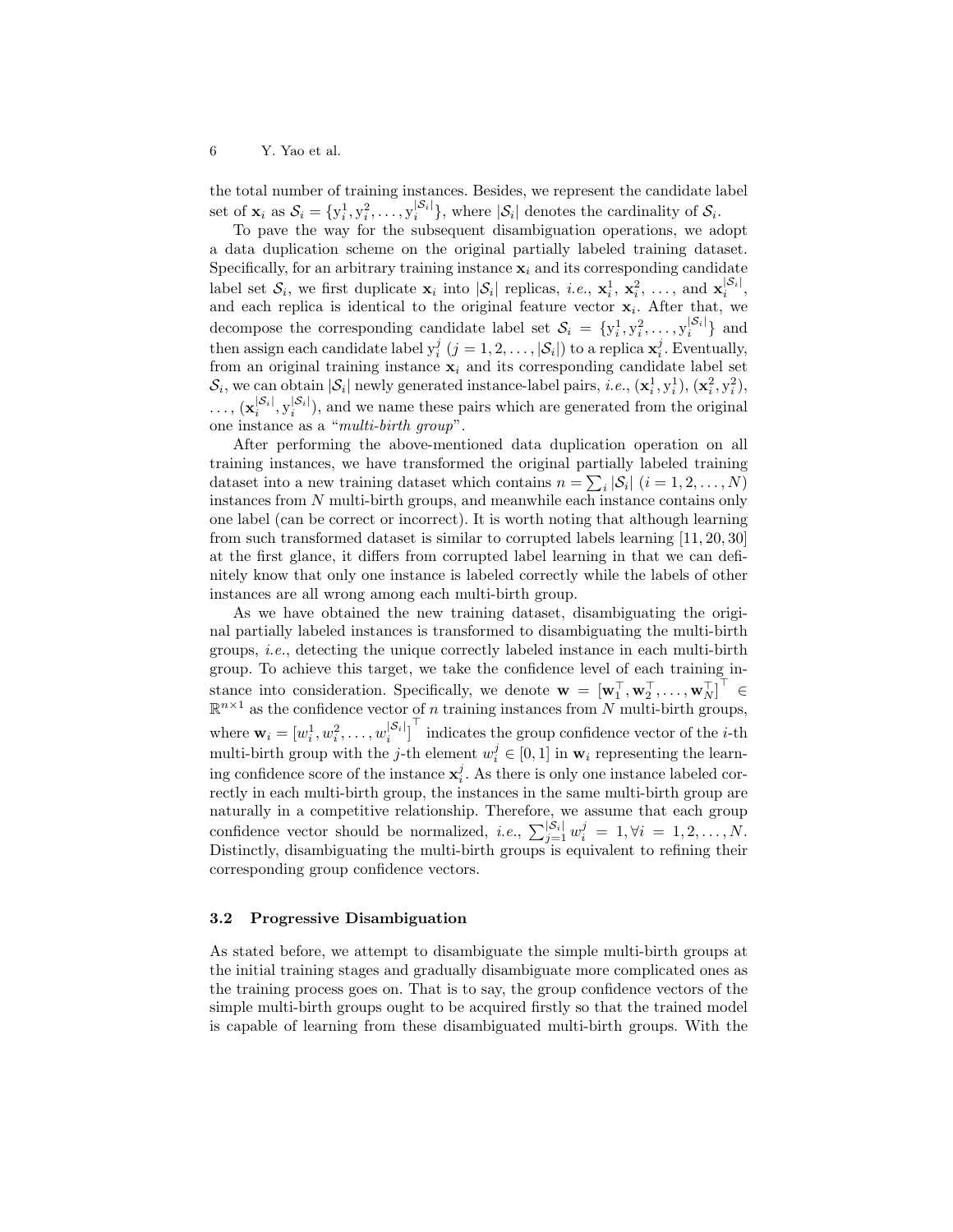the total number of training instances. Besides, we represent the candidate label set of $\mathbf{x}_i$ as $\mathcal{S}_i = \{\mathrm{y}_i^1, \mathrm{y}_i^2, \ldots, \mathrm{y}_i^{|\mathcal{S}_i|}\}$, where $|\mathcal{S}_i|$ denotes the cardinality of $\mathcal{S}_i$.

To pave the way for the subsequent disambiguation operations, we adopt a data duplication scheme on the original partially labeled training dataset. Specifically, for an arbitrary training instance $\mathbf{x}_i$ and its corresponding candidate label set $\mathcal{S}_i$, we first duplicate $\mathbf{x}_i$ into $|\mathcal{S}_i|$ replicas, *i.e.*, $\mathbf{x}_i^1$, $\mathbf{x}_i^2$, ..., and $\mathbf{x}_i^{|\mathcal{S}_i|}$, and each replica is identical to the original feature vector $\mathbf{x}_i$. After that, we decompose the corresponding candidate label set $\mathcal{S}_i = \{\mathrm{y}_i^1, \mathrm{y}_i^2, \ldots, \mathrm{y}_i^{|\mathcal{S}_i|}\}$ and then assign each candidate label $\mathrm{y}_i^j$ $(j = 1, 2, \ldots, |\mathcal{S}_i|)$ to a replica $\mathbf{x}_i^j$. Eventually, from an original training instance $\mathbf{x}_i$ and its corresponding candidate label set $\mathcal{S}_i$, we can obtain $|\mathcal{S}_i|$ newly generated instance-label pairs, *i.e.*, $(\mathbf{x}_i^1, \mathrm{y}_i^1)$, $(\mathbf{x}_i^2, \mathrm{y}_i^2)$, ..., $(\mathbf{x}_i^{|\mathcal{S}_i|}, \mathrm{y}_i^{|\mathcal{S}_i|})$, and we name these pairs which are generated from the original one instance as a "*multi-birth group*".

After performing the above-mentioned data duplication operation on all training instances, we have transformed the original partially labeled training dataset into a new training dataset which contains $n = \sum_i |\mathcal{S}_i|$ $(i = 1, 2, \ldots, N)$ instances from $N$ multi-birth groups, and meanwhile each instance contains only one label (can be correct or incorrect). It is worth noting that although learning from such transformed dataset is similar to corrupted labels learning [11, 20, 30] at the first glance, it differs from corrupted label learning in that we can definitely know that only one instance is labeled correctly while the labels of other instances are all wrong among each multi-birth group.

As we have obtained the new training dataset, disambiguating the original partially labeled instances is transformed to disambiguating the multi-birth groups, *i.e.*, detecting the unique correctly labeled instance in each multi-birth group. To achieve this target, we take the confidence level of each training instance into consideration. Specifically, we denote $\mathbf{w} = [\mathbf{w}_1^\top, \mathbf{w}_2^\top, \ldots, \mathbf{w}_N^\top]^\top \in \mathbb{R}^{n \times 1}$ as the confidence vector of $n$ training instances from $N$ multi-birth groups, where $\mathbf{w}_i = [w_i^1, w_i^2, \ldots, w_i^{|\mathcal{S}_i|}]^\top$ indicates the group confidence vector of the $i$-th multi-birth group with the $j$-th element $w_i^j \in [0, 1]$ in $\mathbf{w}_i$ representing the learning confidence score of the instance $\mathbf{x}_i^j$. As there is only one instance labeled correctly in each multi-birth group, the instances in the same multi-birth group are naturally in a competitive relationship. Therefore, we assume that each group confidence vector should be normalized, *i.e.*, $\sum_{j=1}^{|\mathcal{S}_i|} w_i^j = 1, \forall i = 1, 2, \ldots, N$. Distinctly, disambiguating the multi-birth groups is equivalent to refining their corresponding group confidence vectors.

### 3.2 Progressive Disambiguation

As stated before, we attempt to disambiguate the simple multi-birth groups at the initial training stages and gradually disambiguate more complicated ones as the training process goes on. That is to say, the group confidence vectors of the simple multi-birth groups ought to be acquired firstly so that the trained model is capable of learning from these disambiguated multi-birth groups. With the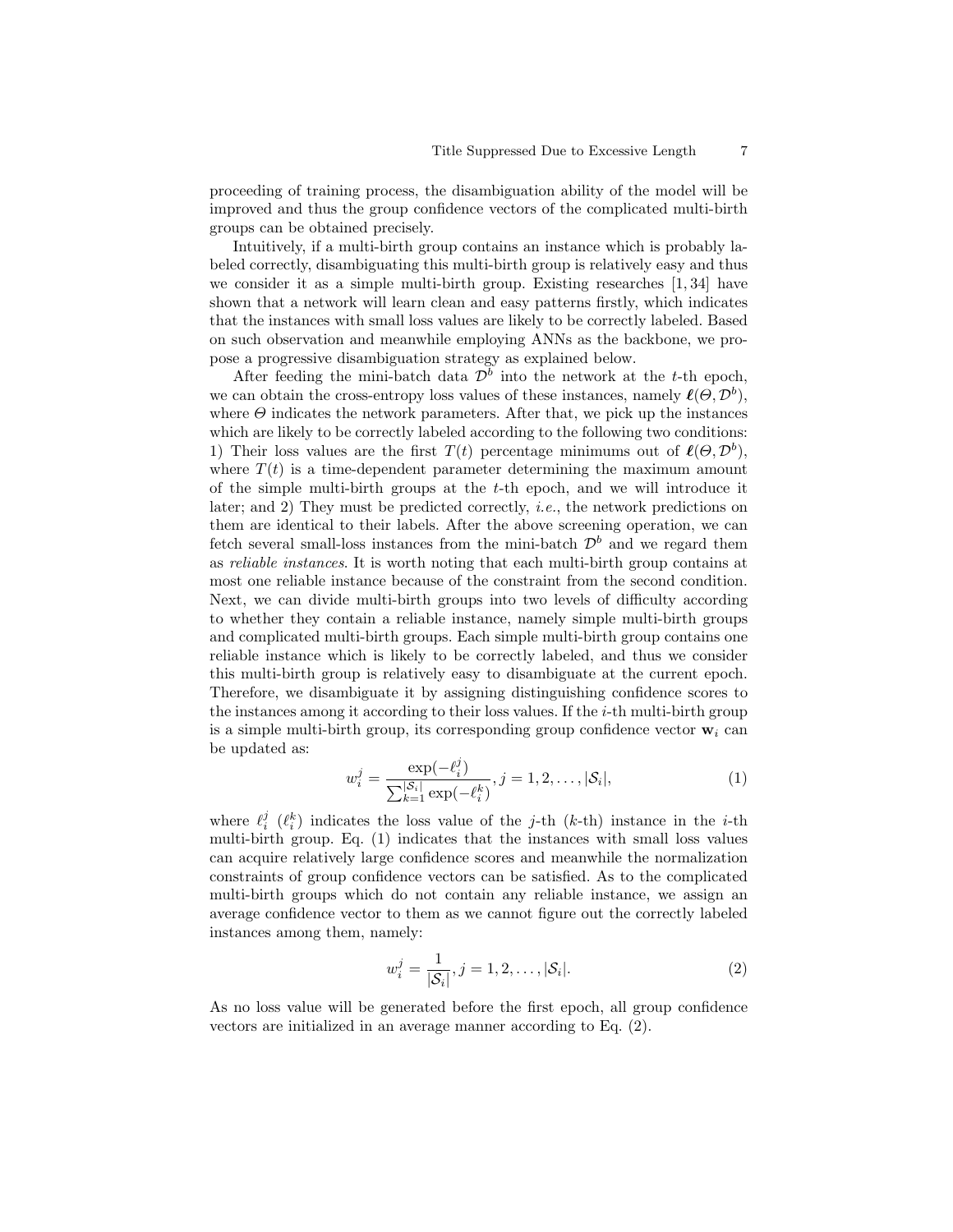proceeding of training process, the disambiguation ability of the model will be improved and thus the group confidence vectors of the complicated multi-birth groups can be obtained precisely.

Intuitively, if a multi-birth group contains an instance which is probably labeled correctly, disambiguating this multi-birth group is relatively easy and thus we consider it as a simple multi-birth group. Existing researches [1, 34] have shown that a network will learn clean and easy patterns firstly, which indicates that the instances with small loss values are likely to be correctly labeled. Based on such observation and meanwhile employing ANNs as the backbone, we propose a progressive disambiguation strategy as explained below.

After feeding the mini-batch data $\mathcal{D}^b$ into the network at the $t$-th epoch, we can obtain the cross-entropy loss values of these instances, namely $\boldsymbol{\ell}(\Theta, \mathcal{D}^b)$, where $\Theta$ indicates the network parameters. After that, we pick up the instances which are likely to be correctly labeled according to the following two conditions: 1) Their loss values are the first $T(t)$ percentage minimums out of $\boldsymbol{\ell}(\Theta, \mathcal{D}^b)$, where $T(t)$ is a time-dependent parameter determining the maximum amount of the simple multi-birth groups at the $t$-th epoch, and we will introduce it later; and 2) They must be predicted correctly, *i.e.*, the network predictions on them are identical to their labels. After the above screening operation, we can fetch several small-loss instances from the mini-batch $\mathcal{D}^b$ and we regard them as *reliable instances*. It is worth noting that each multi-birth group contains at most one reliable instance because of the constraint from the second condition. Next, we can divide multi-birth groups into two levels of difficulty according to whether they contain a reliable instance, namely simple multi-birth groups and complicated multi-birth groups. Each simple multi-birth group contains one reliable instance which is likely to be correctly labeled, and thus we consider this multi-birth group is relatively easy to disambiguate at the current epoch. Therefore, we disambiguate it by assigning distinguishing confidence scores to the instances among it according to their loss values. If the $i$-th multi-birth group is a simple multi-birth group, its corresponding group confidence vector $\mathbf{w}_i$ can be updated as:

$$w_i^j = \frac{\exp(-\ell_i^j)}{\sum_{k=1}^{|\mathcal{S}_i|} \exp(-\ell_i^k)}, j = 1, 2, \ldots, |\mathcal{S}_i|, \tag{1}$$

where $\ell_i^j$ ($\ell_i^k$) indicates the loss value of the $j$-th ($k$-th) instance in the $i$-th multi-birth group. Eq. (1) indicates that the instances with small loss values can acquire relatively large confidence scores and meanwhile the normalization constraints of group confidence vectors can be satisfied. As to the complicated multi-birth groups which do not contain any reliable instance, we assign an average confidence vector to them as we cannot figure out the correctly labeled instances among them, namely:

$$w_i^j = \frac{1}{|\mathcal{S}_i|}, j = 1, 2, \ldots, |\mathcal{S}_i|. \tag{2}$$

As no loss value will be generated before the first epoch, all group confidence vectors are initialized in an average manner according to Eq. (2).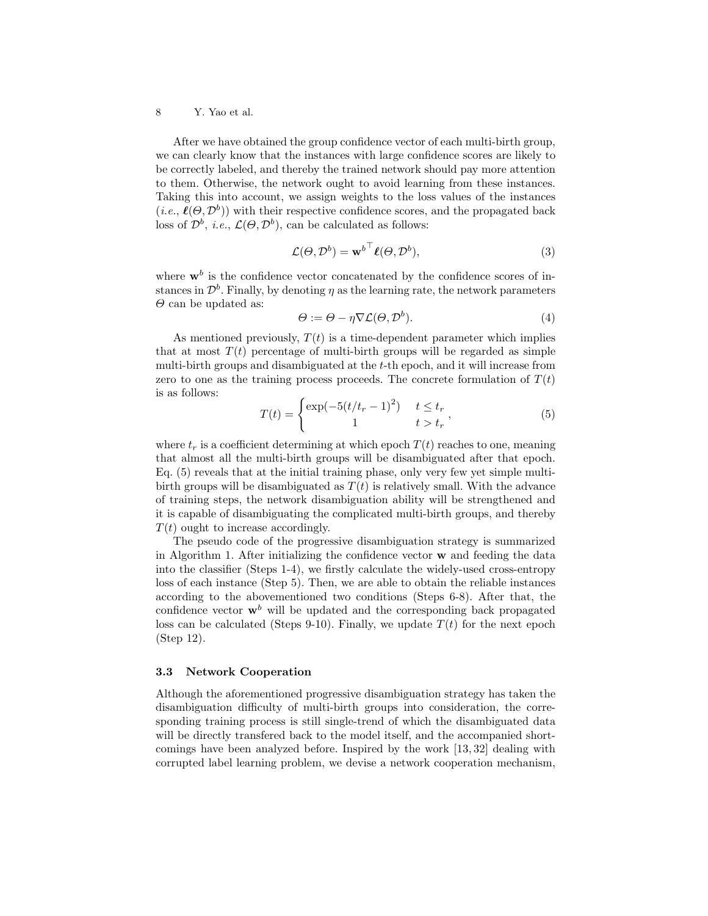After we have obtained the group confidence vector of each multi-birth group, we can clearly know that the instances with large confidence scores are likely to be correctly labeled, and thereby the trained network should pay more attention to them. Otherwise, the network ought to avoid learning from these instances. Taking this into account, we assign weights to the loss values of the instances (*i.e.*, $\boldsymbol{\ell}(\Theta, \mathcal{D}^b)$) with their respective confidence scores, and the propagated back loss of $\mathcal{D}^b$, *i.e.*, $\mathcal{L}(\Theta, \mathcal{D}^b)$, can be calculated as follows:

$$\mathcal{L}(\Theta, \mathcal{D}^b) = {\mathbf{w}^b}^\top \boldsymbol{\ell}(\Theta, \mathcal{D}^b), \tag{3}$$

where $\mathbf{w}^b$ is the confidence vector concatenated by the confidence scores of instances in $\mathcal{D}^b$. Finally, by denoting $\eta$ as the learning rate, the network parameters $\Theta$ can be updated as:

$$\Theta := \Theta - \eta \nabla \mathcal{L}(\Theta, \mathcal{D}^b). \tag{4}$$

As mentioned previously, $T(t)$ is a time-dependent parameter which implies that at most $T(t)$ percentage of multi-birth groups will be regarded as simple multi-birth groups and disambiguated at the $t$-th epoch, and it will increase from zero to one as the training process proceeds. The concrete formulation of $T(t)$ is as follows:

$$T(t) = \begin{cases} \exp(-5(t/t_r - 1)^2) & t \leq t_r \\ 1 & t > t_r \end{cases}, \tag{5}$$

where $t_r$ is a coefficient determining at which epoch $T(t)$ reaches to one, meaning that almost all the multi-birth groups will be disambiguated after that epoch. Eq. (5) reveals that at the initial training phase, only very few yet simple multi-birth groups will be disambiguated as $T(t)$ is relatively small. With the advance of training steps, the network disambiguation ability will be strengthened and it is capable of disambiguating the complicated multi-birth groups, and thereby $T(t)$ ought to increase accordingly.

The pseudo code of the progressive disambiguation strategy is summarized in Algorithm 1. After initializing the confidence vector $\mathbf{w}$ and feeding the data into the classifier (Steps 1-4), we firstly calculate the widely-used cross-entropy loss of each instance (Step 5). Then, we are able to obtain the reliable instances according to the abovementioned two conditions (Steps 6-8). After that, the confidence vector $\mathbf{w}^b$ will be updated and the corresponding back propagated loss can be calculated (Steps 9-10). Finally, we update $T(t)$ for the next epoch (Step 12).

### 3.3 Network Cooperation

Although the aforementioned progressive disambiguation strategy has taken the disambiguation difficulty of multi-birth groups into consideration, the corresponding training process is still single-trend of which the disambiguated data will be directly transfered back to the model itself, and the accompanied shortcomings have been analyzed before. Inspired by the work [13, 32] dealing with corrupted label learning problem, we devise a network cooperation mechanism,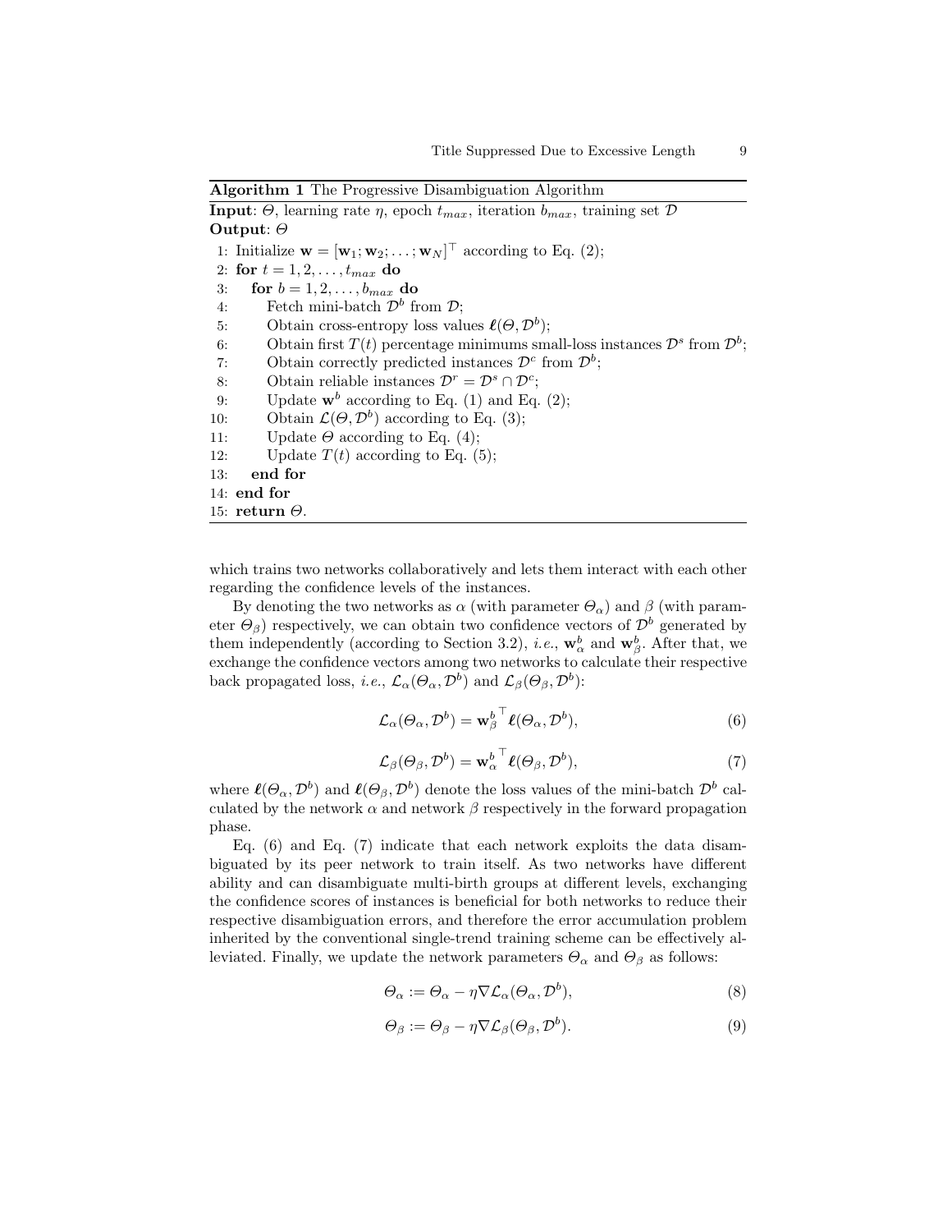**Algorithm 1** The Progressive Disambiguation Algorithm

**Input**: $\Theta$, learning rate $\eta$, epoch $t_{max}$, iteration $b_{max}$, training set $\mathcal{D}$
**Output**: $\Theta$

1: Initialize $\mathbf{w} = [\mathbf{w}_1; \mathbf{w}_2; \ldots; \mathbf{w}_N]^\top$ according to Eq. (2);
2: **for** $t = 1, 2, \ldots, t_{max}$ **do**
3: &nbsp;&nbsp;&nbsp;&nbsp;**for** $b = 1, 2, \ldots, b_{max}$ **do**
4: &nbsp;&nbsp;&nbsp;&nbsp;&nbsp;&nbsp;&nbsp;&nbsp;Fetch mini-batch $\mathcal{D}^b$ from $\mathcal{D}$;
5: &nbsp;&nbsp;&nbsp;&nbsp;&nbsp;&nbsp;&nbsp;&nbsp;Obtain cross-entropy loss values $\boldsymbol{\ell}(\Theta, \mathcal{D}^b)$;
6: &nbsp;&nbsp;&nbsp;&nbsp;&nbsp;&nbsp;&nbsp;&nbsp;Obtain first $T(t)$ percentage minimums small-loss instances $\mathcal{D}^s$ from $\mathcal{D}^b$;
7: &nbsp;&nbsp;&nbsp;&nbsp;&nbsp;&nbsp;&nbsp;&nbsp;Obtain correctly predicted instances $\mathcal{D}^c$ from $\mathcal{D}^b$;
8: &nbsp;&nbsp;&nbsp;&nbsp;&nbsp;&nbsp;&nbsp;&nbsp;Obtain reliable instances $\mathcal{D}^r = \mathcal{D}^s \cap \mathcal{D}^c$;
9: &nbsp;&nbsp;&nbsp;&nbsp;&nbsp;&nbsp;&nbsp;&nbsp;Update $\mathbf{w}^b$ according to Eq. (1) and Eq. (2);
10: &nbsp;&nbsp;&nbsp;&nbsp;&nbsp;&nbsp;&nbsp;Obtain $\mathcal{L}(\Theta, \mathcal{D}^b)$ according to Eq. (3);
11: &nbsp;&nbsp;&nbsp;&nbsp;&nbsp;&nbsp;&nbsp;Update $\Theta$ according to Eq. (4);
12: &nbsp;&nbsp;&nbsp;&nbsp;&nbsp;&nbsp;&nbsp;Update $T(t)$ according to Eq. (5);
13: &nbsp;&nbsp;&nbsp;**end for**
14: **end for**
15: **return** $\Theta$.

which trains two networks collaboratively and lets them interact with each other regarding the confidence levels of the instances.

By denoting the two networks as $\alpha$ (with parameter $\Theta_\alpha$) and $\beta$ (with parameter $\Theta_\beta$) respectively, we can obtain two confidence vectors of $\mathcal{D}^b$ generated by them independently (according to Section 3.2), *i.e.*, $\mathbf{w}^b_\alpha$ and $\mathbf{w}^b_\beta$. After that, we exchange the confidence vectors among two networks to calculate their respective back propagated loss, *i.e.*, $\mathcal{L}_\alpha(\Theta_\alpha, \mathcal{D}^b)$ and $\mathcal{L}_\beta(\Theta_\beta, \mathcal{D}^b)$:

$$\mathcal{L}_\alpha(\Theta_\alpha, \mathcal{D}^b) = {\mathbf{w}^b_\beta}^\top \boldsymbol{\ell}(\Theta_\alpha, \mathcal{D}^b), \tag{6}$$

$$\mathcal{L}_\beta(\Theta_\beta, \mathcal{D}^b) = {\mathbf{w}^b_\alpha}^\top \boldsymbol{\ell}(\Theta_\beta, \mathcal{D}^b), \tag{7}$$

where $\boldsymbol{\ell}(\Theta_\alpha, \mathcal{D}^b)$ and $\boldsymbol{\ell}(\Theta_\beta, \mathcal{D}^b)$ denote the loss values of the mini-batch $\mathcal{D}^b$ calculated by the network $\alpha$ and network $\beta$ respectively in the forward propagation phase.

Eq. (6) and Eq. (7) indicate that each network exploits the data disambiguated by its peer network to train itself. As two networks have different ability and can disambiguate multi-birth groups at different levels, exchanging the confidence scores of instances is beneficial for both networks to reduce their respective disambiguation errors, and therefore the error accumulation problem inherited by the conventional single-trend training scheme can be effectively alleviated. Finally, we update the network parameters $\Theta_\alpha$ and $\Theta_\beta$ as follows:

$$\Theta_\alpha := \Theta_\alpha - \eta \nabla \mathcal{L}_\alpha(\Theta_\alpha, \mathcal{D}^b), \tag{8}$$

$$\Theta_\beta := \Theta_\beta - \eta \nabla \mathcal{L}_\beta(\Theta_\beta, \mathcal{D}^b). \tag{9}$$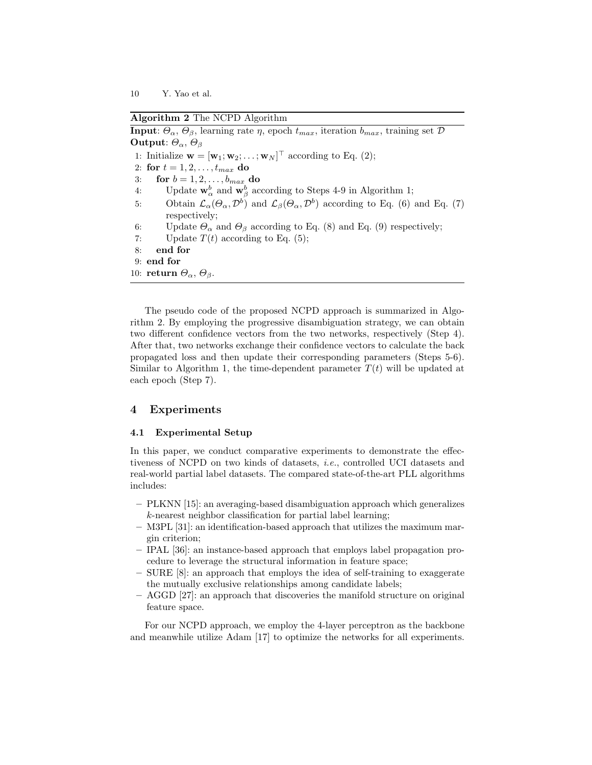**Algorithm 2** The NCPD Algorithm

**Input**: $\Theta_\alpha$, $\Theta_\beta$, learning rate $\eta$, epoch $t_{max}$, iteration $b_{max}$, training set $\mathcal{D}$
**Output**: $\Theta_\alpha$, $\Theta_\beta$

1: Initialize $\mathbf{w} = [\mathbf{w}_1; \mathbf{w}_2; \ldots; \mathbf{w}_N]^\top$ according to Eq. (2);
2: **for** $t = 1, 2, \ldots, t_{max}$ **do**
3: &nbsp;&nbsp;&nbsp;&nbsp;**for** $b = 1, 2, \ldots, b_{max}$ **do**
4: &nbsp;&nbsp;&nbsp;&nbsp;&nbsp;&nbsp;&nbsp;&nbsp;Update $\mathbf{w}_\alpha^b$ and $\mathbf{w}_\beta^b$ according to Steps 4-9 in Algorithm 1;
5: &nbsp;&nbsp;&nbsp;&nbsp;&nbsp;&nbsp;&nbsp;&nbsp;Obtain $\mathcal{L}_\alpha(\Theta_\alpha, \mathcal{D}^b)$ and $\mathcal{L}_\beta(\Theta_\alpha, \mathcal{D}^b)$ according to Eq. (6) and Eq. (7) respectively;
6: &nbsp;&nbsp;&nbsp;&nbsp;&nbsp;&nbsp;&nbsp;&nbsp;Update $\Theta_\alpha$ and $\Theta_\beta$ according to Eq. (8) and Eq. (9) respectively;
7: &nbsp;&nbsp;&nbsp;&nbsp;&nbsp;&nbsp;&nbsp;&nbsp;Update $T(t)$ according to Eq. (5);
8: &nbsp;&nbsp;&nbsp;&nbsp;**end for**
9: **end for**
10: **return** $\Theta_\alpha$, $\Theta_\beta$.

The pseudo code of the proposed NCPD approach is summarized in Algorithm 2. By employing the progressive disambiguation strategy, we can obtain two different confidence vectors from the two networks, respectively (Step 4). After that, two networks exchange their confidence vectors to calculate the back propagated loss and then update their corresponding parameters (Steps 5-6). Similar to Algorithm 1, the time-dependent parameter $T(t)$ will be updated at each epoch (Step 7).

## 4 Experiments

### 4.1 Experimental Setup

In this paper, we conduct comparative experiments to demonstrate the effectiveness of NCPD on two kinds of datasets, *i.e.*, controlled UCI datasets and real-world partial label datasets. The compared state-of-the-art PLL algorithms includes:

- PLKNN [15]: an averaging-based disambiguation approach which generalizes $k$-nearest neighbor classification for partial label learning;
- M3PL [31]: an identification-based approach that utilizes the maximum margin criterion;
- IPAL [36]: an instance-based approach that employs label propagation procedure to leverage the structural information in feature space;
- SURE [8]: an approach that employs the idea of self-training to exaggerate the mutually exclusive relationships among candidate labels;
- AGGD [27]: an approach that discoveries the manifold structure on original feature space.

For our NCPD approach, we employ the 4-layer perceptron as the backbone and meanwhile utilize Adam [17] to optimize the networks for all experiments.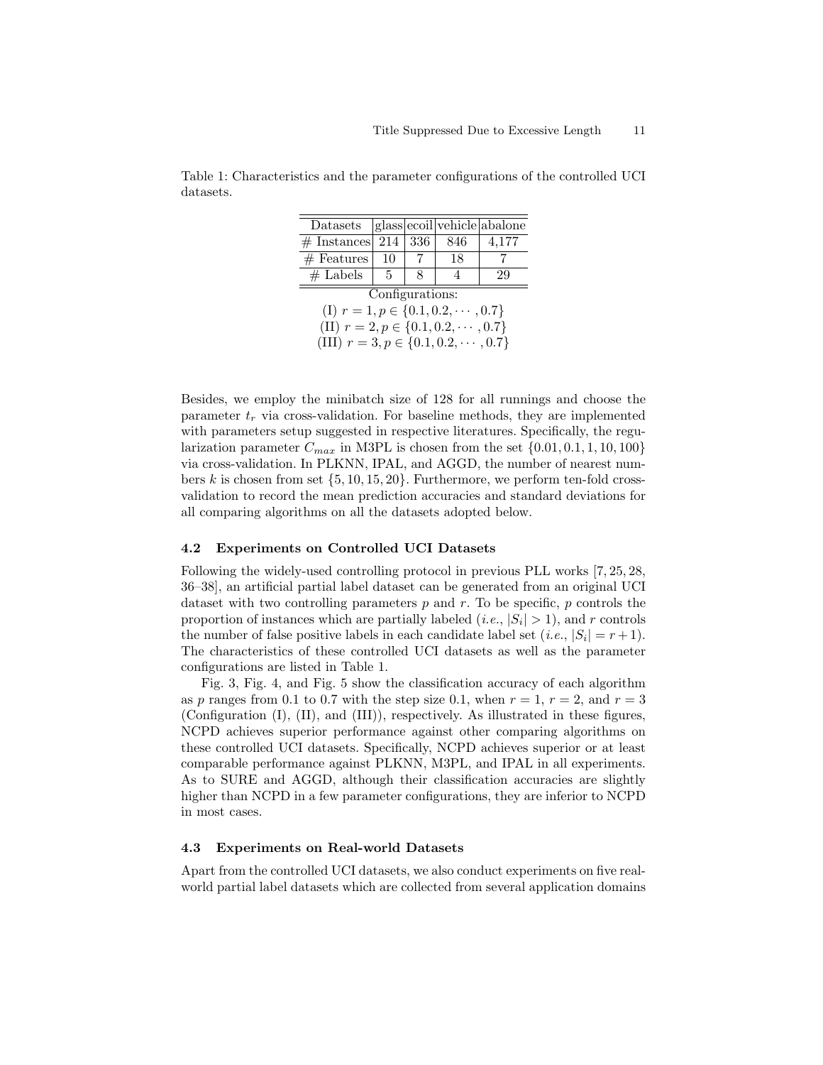Table 1: Characteristics and the parameter configurations of the controlled UCI datasets.

| Datasets | glass | ecoil | vehicle | abalone |
|---|---|---|---|---|
| # Instances | 214 | 336 | 846 | 4,177 |
| # Features | 10 | 7 | 18 | 7 |
| # Labels | 5 | 8 | 4 | 29 |

Configurations:

(I) $r = 1, p \in \{0.1, 0.2, \cdots, 0.7\}$

(II) $r = 2, p \in \{0.1, 0.2, \cdots, 0.7\}$

(III) $r = 3, p \in \{0.1, 0.2, \cdots, 0.7\}$

Besides, we employ the minibatch size of 128 for all runnings and choose the parameter $t_r$ via cross-validation. For baseline methods, they are implemented with parameters setup suggested in respective literatures. Specifically, the regularization parameter $C_{max}$ in M3PL is chosen from the set $\{0.01, 0.1, 1, 10, 100\}$ via cross-validation. In PLKNN, IPAL, and AGGD, the number of nearest numbers $k$ is chosen from set $\{5, 10, 15, 20\}$. Furthermore, we perform ten-fold cross-validation to record the mean prediction accuracies and standard deviations for all comparing algorithms on all the datasets adopted below.

### 4.2 Experiments on Controlled UCI Datasets

Following the widely-used controlling protocol in previous PLL works [7, 25, 28, 36–38], an artificial partial label dataset can be generated from an original UCI dataset with two controlling parameters $p$ and $r$. To be specific, $p$ controls the proportion of instances which are partially labeled (*i.e.*, $|S_i| > 1$), and $r$ controls the number of false positive labels in each candidate label set (*i.e.*, $|S_i| = r + 1$). The characteristics of these controlled UCI datasets as well as the parameter configurations are listed in Table 1.

Fig. 3, Fig. 4, and Fig. 5 show the classification accuracy of each algorithm as $p$ ranges from 0.1 to 0.7 with the step size 0.1, when $r = 1$, $r = 2$, and $r = 3$ (Configuration (I), (II), and (III)), respectively. As illustrated in these figures, NCPD achieves superior performance against other comparing algorithms on these controlled UCI datasets. Specifically, NCPD achieves superior or at least comparable performance against PLKNN, M3PL, and IPAL in all experiments. As to SURE and AGGD, although their classification accuracies are slightly higher than NCPD in a few parameter configurations, they are inferior to NCPD in most cases.

### 4.3 Experiments on Real-world Datasets

Apart from the controlled UCI datasets, we also conduct experiments on five real-world partial label datasets which are collected from several application domains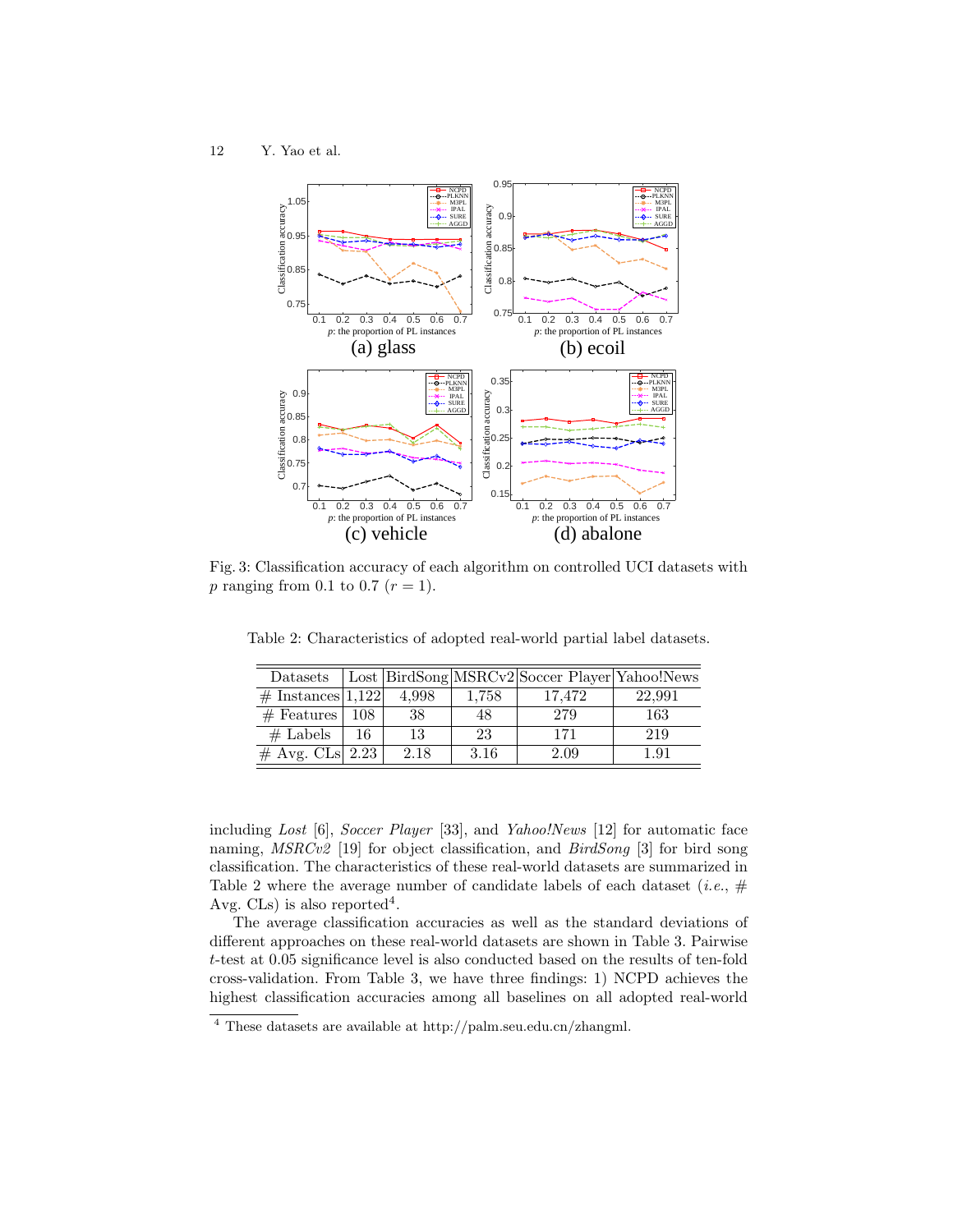Fig. 3: Classification accuracy of each algorithm on controlled UCI datasets with $p$ ranging from 0.1 to 0.7 ($r = 1$).

Table 2: Characteristics of adopted real-world partial label datasets.

| Datasets | Lost | BirdSong | MSRCv2 | Soccer Player | Yahoo!News |
|---|---|---|---|---|---|
| # Instances | 1,122 | 4,998 | 1,758 | 17,472 | 22,991 |
| # Features | 108 | 38 | 48 | 279 | 163 |
| # Labels | 16 | 13 | 23 | 171 | 219 |
| # Avg. CLs | 2.23 | 2.18 | 3.16 | 2.09 | 1.91 |

including *Lost* [6], *Soccer Player* [33], and *Yahoo!News* [12] for automatic face naming, *MSRCv2* [19] for object classification, and *BirdSong* [3] for bird song classification. The characteristics of these real-world datasets are summarized in Table 2 where the average number of candidate labels of each dataset (*i.e.*, # Avg. CLs) is also reported[4].

The average classification accuracies as well as the standard deviations of different approaches on these real-world datasets are shown in Table 3. Pairwise $t$-test at 0.05 significance level is also conducted based on the results of ten-fold cross-validation. From Table 3, we have three findings: 1) NCPD achieves the highest classification accuracies among all baselines on all adopted real-world

[4] These datasets are available at http://palm.seu.edu.cn/zhangml.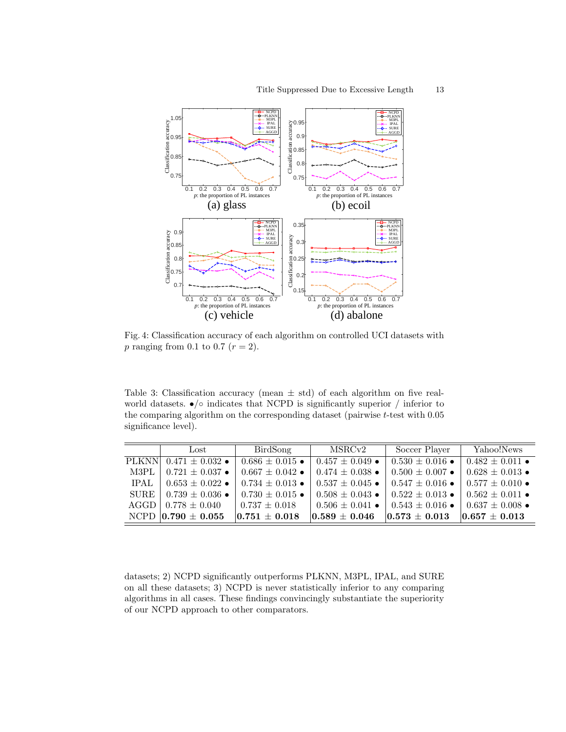Fig. 4: Classification accuracy of each algorithm on controlled UCI datasets with $p$ ranging from 0.1 to 0.7 ($r = 2$).

Table 3: Classification accuracy (mean ± std) of each algorithm on five real-world datasets. •/○ indicates that NCPD is significantly superior / inferior to the comparing algorithm on the corresponding dataset (pairwise $t$-test with 0.05 significance level).

| | Lost | BirdSong | MSRCv2 | Soccer Player | Yahoo!News |
|---|---|---|---|---|---|
| PLKNN | 0.471 ± 0.032 • | 0.686 ± 0.015 • | 0.457 ± 0.049 • | 0.530 ± 0.016 • | 0.482 ± 0.011 • |
| M3PL | 0.721 ± 0.037 • | 0.667 ± 0.042 • | 0.474 ± 0.038 • | 0.500 ± 0.007 • | 0.628 ± 0.013 • |
| IPAL | 0.653 ± 0.022 • | 0.734 ± 0.013 • | 0.537 ± 0.045 • | 0.547 ± 0.016 • | 0.577 ± 0.010 • |
| SURE | 0.739 ± 0.036 • | 0.730 ± 0.015 • | 0.508 ± 0.043 • | 0.522 ± 0.013 • | 0.562 ± 0.011 • |
| AGGD | 0.778 ± 0.040 | 0.737 ± 0.018 | 0.506 ± 0.041 • | 0.543 ± 0.016 • | 0.637 ± 0.008 • |
| NCPD | **0.790 ± 0.055** | **0.751 ± 0.018** | **0.589 ± 0.046** | **0.573 ± 0.013** | **0.657 ± 0.013** |

datasets; 2) NCPD significantly outperforms PLKNN, M3PL, IPAL, and SURE on all these datasets; 3) NCPD is never statistically inferior to any comparing algorithms in all cases. These findings convincingly substantiate the superiority of our NCPD approach to other comparators.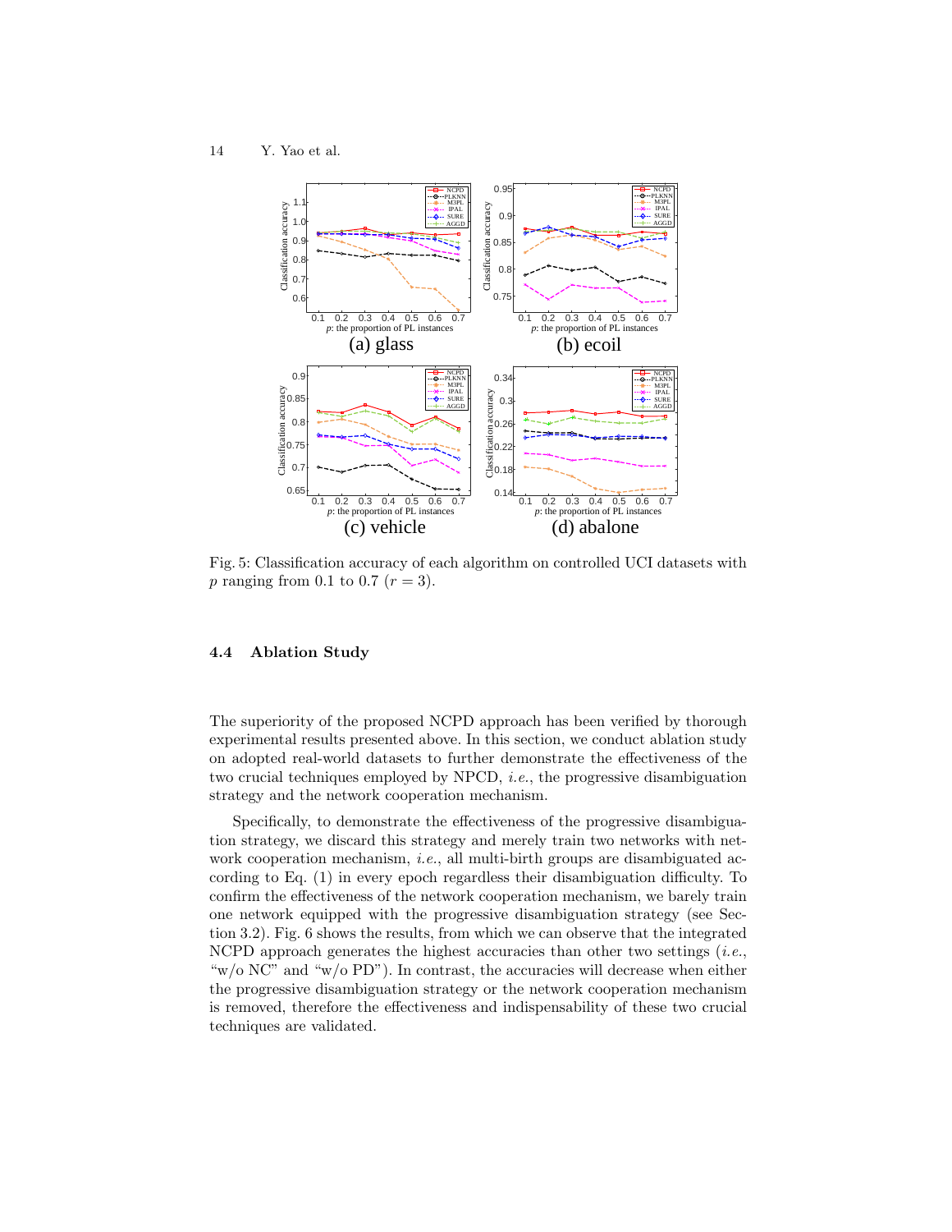Fig. 5: Classification accuracy of each algorithm on controlled UCI datasets with $p$ ranging from 0.1 to 0.7 ($r = 3$).

### 4.4 Ablation Study

The superiority of the proposed NCPD approach has been verified by thorough experimental results presented above. In this section, we conduct ablation study on adopted real-world datasets to further demonstrate the effectiveness of the two crucial techniques employed by NPCD, *i.e.*, the progressive disambiguation strategy and the network cooperation mechanism.

Specifically, to demonstrate the effectiveness of the progressive disambiguation strategy, we discard this strategy and merely train two networks with network cooperation mechanism, *i.e.*, all multi-birth groups are disambiguated according to Eq. (1) in every epoch regardless their disambiguation difficulty. To confirm the effectiveness of the network cooperation mechanism, we barely train one network equipped with the progressive disambiguation strategy (see Section 3.2). Fig. 6 shows the results, from which we can observe that the integrated NCPD approach generates the highest accuracies than other two settings (*i.e.*, "w/o NC" and "w/o PD"). In contrast, the accuracies will decrease when either the progressive disambiguation strategy or the network cooperation mechanism is removed, therefore the effectiveness and indispensability of these two crucial techniques are validated.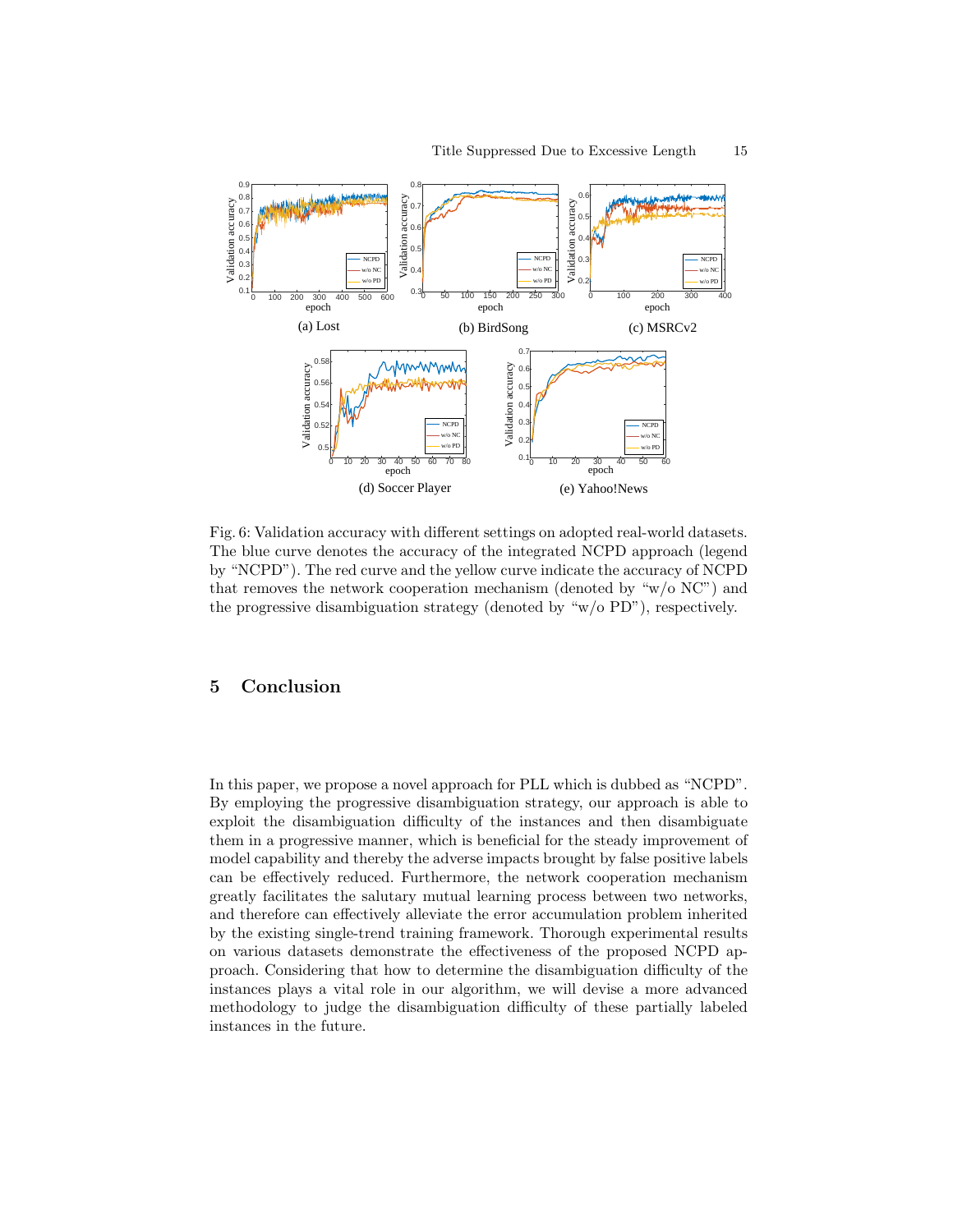Fig. 6: Validation accuracy with different settings on adopted real-world datasets. The blue curve denotes the accuracy of the integrated NCPD approach (legend by "NCPD"). The red curve and the yellow curve indicate the accuracy of NCPD that removes the network cooperation mechanism (denoted by "w/o NC") and the progressive disambiguation strategy (denoted by "w/o PD"), respectively.

## 5 Conclusion

In this paper, we propose a novel approach for PLL which is dubbed as "NCPD". By employing the progressive disambiguation strategy, our approach is able to exploit the disambiguation difficulty of the instances and then disambiguate them in a progressive manner, which is beneficial for the steady improvement of model capability and thereby the adverse impacts brought by false positive labels can be effectively reduced. Furthermore, the network cooperation mechanism greatly facilitates the salutary mutual learning process between two networks, and therefore can effectively alleviate the error accumulation problem inherited by the existing single-trend training framework. Thorough experimental results on various datasets demonstrate the effectiveness of the proposed NCPD approach. Considering that how to determine the disambiguation difficulty of the instances plays a vital role in our algorithm, we will devise a more advanced methodology to judge the disambiguation difficulty of these partially labeled instances in the future.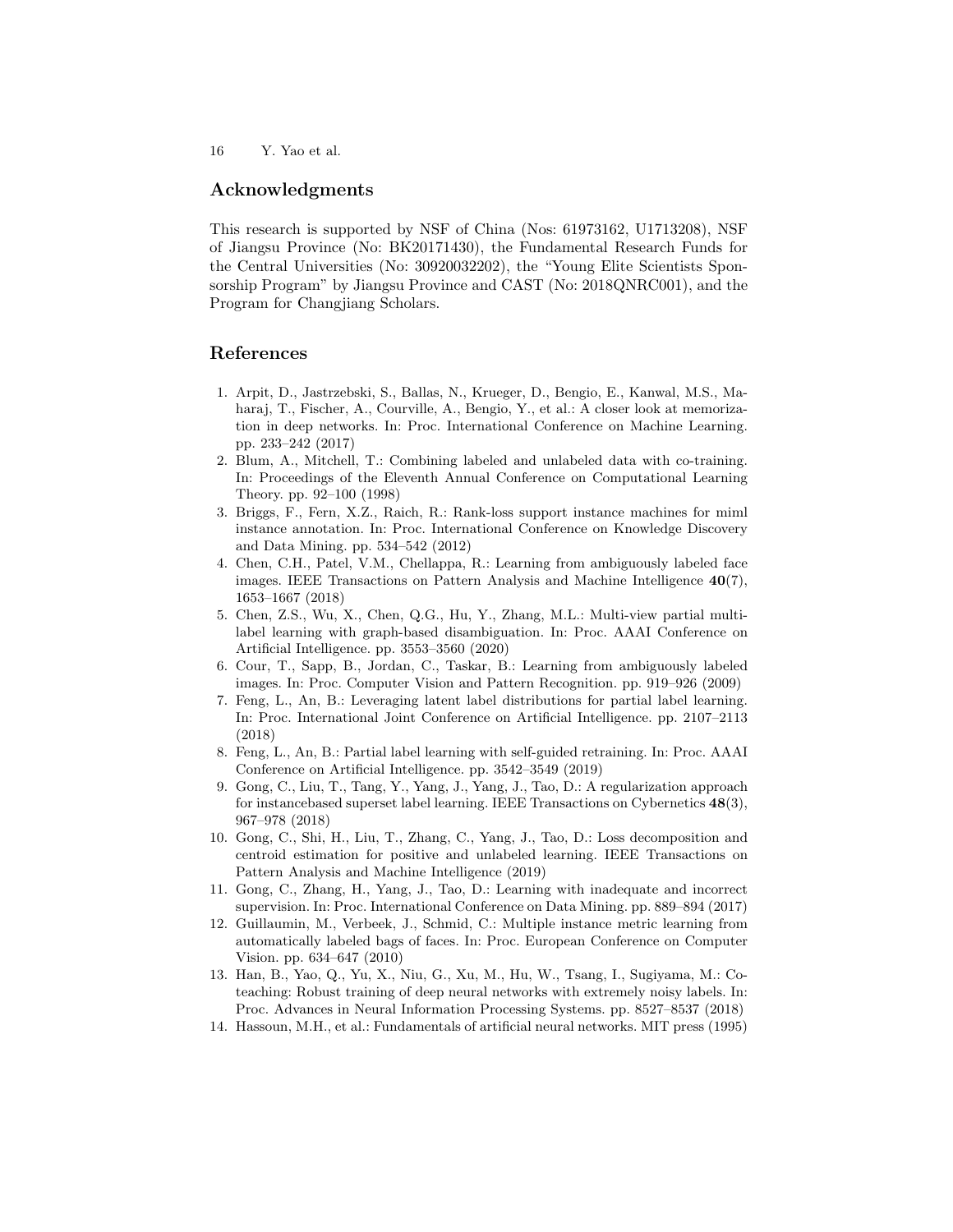## Acknowledgments

This research is supported by NSF of China (Nos: 61973162, U1713208), NSF of Jiangsu Province (No: BK20171430), the Fundamental Research Funds for the Central Universities (No: 30920032202), the "Young Elite Scientists Sponsorship Program" by Jiangsu Province and CAST (No: 2018QNRC001), and the Program for Changjiang Scholars.

## References

1. Arpit, D., Jastrzebski, S., Ballas, N., Krueger, D., Bengio, E., Kanwal, M.S., Maharaj, T., Fischer, A., Courville, A., Bengio, Y., et al.: A closer look at memorization in deep networks. In: Proc. International Conference on Machine Learning. pp. 233–242 (2017)
2. Blum, A., Mitchell, T.: Combining labeled and unlabeled data with co-training. In: Proceedings of the Eleventh Annual Conference on Computational Learning Theory. pp. 92–100 (1998)
3. Briggs, F., Fern, X.Z., Raich, R.: Rank-loss support instance machines for miml instance annotation. In: Proc. International Conference on Knowledge Discovery and Data Mining. pp. 534–542 (2012)
4. Chen, C.H., Patel, V.M., Chellappa, R.: Learning from ambiguously labeled face images. IEEE Transactions on Pattern Analysis and Machine Intelligence **40**(7), 1653–1667 (2018)
5. Chen, Z.S., Wu, X., Chen, Q.G., Hu, Y., Zhang, M.L.: Multi-view partial multi-label learning with graph-based disambiguation. In: Proc. AAAI Conference on Artificial Intelligence. pp. 3553–3560 (2020)
6. Cour, T., Sapp, B., Jordan, C., Taskar, B.: Learning from ambiguously labeled images. In: Proc. Computer Vision and Pattern Recognition. pp. 919–926 (2009)
7. Feng, L., An, B.: Leveraging latent label distributions for partial label learning. In: Proc. International Joint Conference on Artificial Intelligence. pp. 2107–2113 (2018)
8. Feng, L., An, B.: Partial label learning with self-guided retraining. In: Proc. AAAI Conference on Artificial Intelligence. pp. 3542–3549 (2019)
9. Gong, C., Liu, T., Tang, Y., Yang, J., Yang, J., Tao, D.: A regularization approach for instancebased superset label learning. IEEE Transactions on Cybernetics **48**(3), 967–978 (2018)
10. Gong, C., Shi, H., Liu, T., Zhang, C., Yang, J., Tao, D.: Loss decomposition and centroid estimation for positive and unlabeled learning. IEEE Transactions on Pattern Analysis and Machine Intelligence (2019)
11. Gong, C., Zhang, H., Yang, J., Tao, D.: Learning with inadequate and incorrect supervision. In: Proc. International Conference on Data Mining. pp. 889–894 (2017)
12. Guillaumin, M., Verbeek, J., Schmid, C.: Multiple instance metric learning from automatically labeled bags of faces. In: Proc. European Conference on Computer Vision. pp. 634–647 (2010)
13. Han, B., Yao, Q., Yu, X., Niu, G., Xu, M., Hu, W., Tsang, I., Sugiyama, M.: Co-teaching: Robust training of deep neural networks with extremely noisy labels. In: Proc. Advances in Neural Information Processing Systems. pp. 8527–8537 (2018)
14. Hassoun, M.H., et al.: Fundamentals of artificial neural networks. MIT press (1995)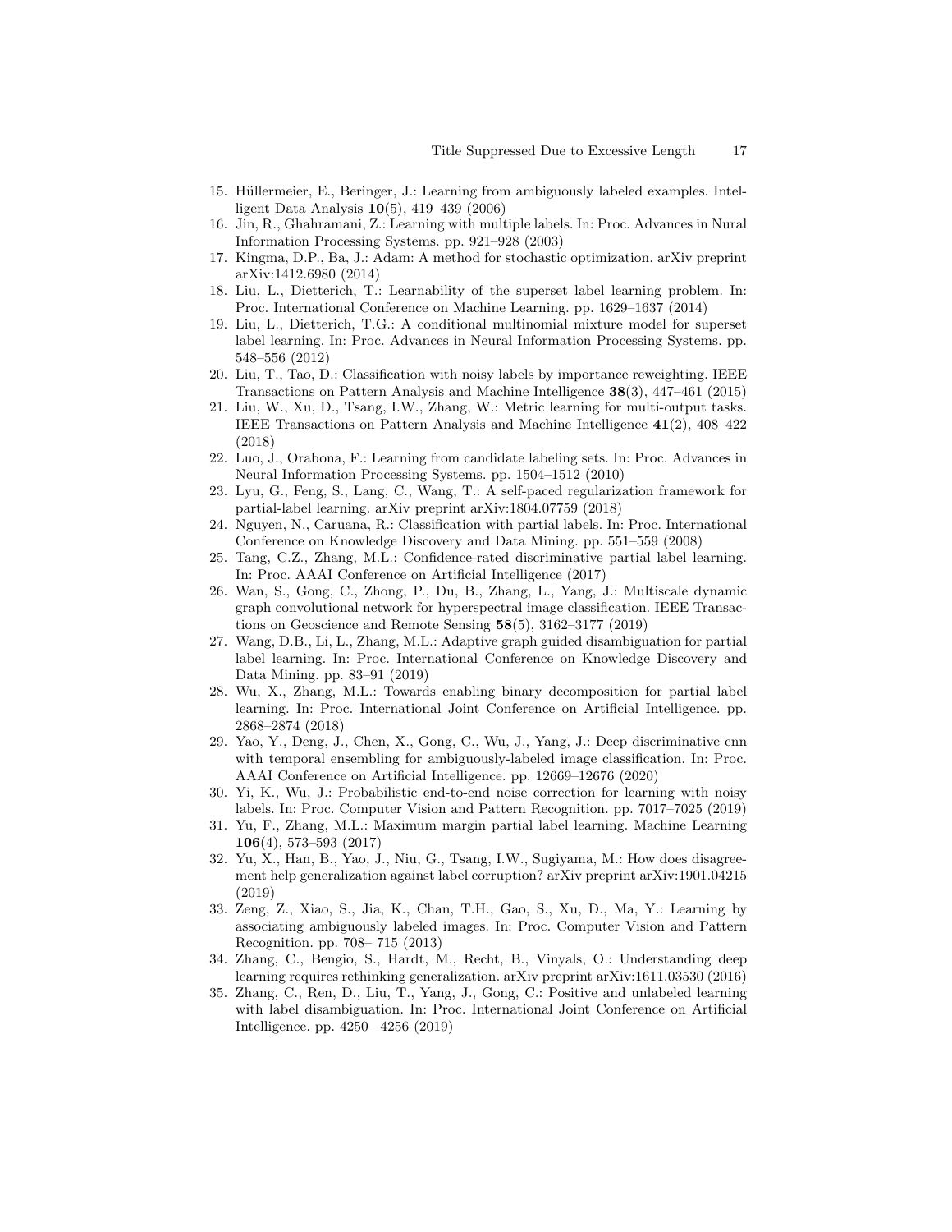15. Hüllermeier, E., Beringer, J.: Learning from ambiguously labeled examples. Intelligent Data Analysis **10**(5), 419–439 (2006)
16. Jin, R., Ghahramani, Z.: Learning with multiple labels. In: Proc. Advances in Nural Information Processing Systems. pp. 921–928 (2003)
17. Kingma, D.P., Ba, J.: Adam: A method for stochastic optimization. arXiv preprint arXiv:1412.6980 (2014)
18. Liu, L., Dietterich, T.: Learnability of the superset label learning problem. In: Proc. International Conference on Machine Learning. pp. 1629–1637 (2014)
19. Liu, L., Dietterich, T.G.: A conditional multinomial mixture model for superset label learning. In: Proc. Advances in Neural Information Processing Systems. pp. 548–556 (2012)
20. Liu, T., Tao, D.: Classification with noisy labels by importance reweighting. IEEE Transactions on Pattern Analysis and Machine Intelligence **38**(3), 447–461 (2015)
21. Liu, W., Xu, D., Tsang, I.W., Zhang, W.: Metric learning for multi-output tasks. IEEE Transactions on Pattern Analysis and Machine Intelligence **41**(2), 408–422 (2018)
22. Luo, J., Orabona, F.: Learning from candidate labeling sets. In: Proc. Advances in Neural Information Processing Systems. pp. 1504–1512 (2010)
23. Lyu, G., Feng, S., Lang, C., Wang, T.: A self-paced regularization framework for partial-label learning. arXiv preprint arXiv:1804.07759 (2018)
24. Nguyen, N., Caruana, R.: Classification with partial labels. In: Proc. International Conference on Knowledge Discovery and Data Mining. pp. 551–559 (2008)
25. Tang, C.Z., Zhang, M.L.: Confidence-rated discriminative partial label learning. In: Proc. AAAI Conference on Artificial Intelligence (2017)
26. Wan, S., Gong, C., Zhong, P., Du, B., Zhang, L., Yang, J.: Multiscale dynamic graph convolutional network for hyperspectral image classification. IEEE Transactions on Geoscience and Remote Sensing **58**(5), 3162–3177 (2019)
27. Wang, D.B., Li, L., Zhang, M.L.: Adaptive graph guided disambiguation for partial label learning. In: Proc. International Conference on Knowledge Discovery and Data Mining. pp. 83–91 (2019)
28. Wu, X., Zhang, M.L.: Towards enabling binary decomposition for partial label learning. In: Proc. International Joint Conference on Artificial Intelligence. pp. 2868–2874 (2018)
29. Yao, Y., Deng, J., Chen, X., Gong, C., Wu, J., Yang, J.: Deep discriminative cnn with temporal ensembling for ambiguously-labeled image classification. In: Proc. AAAI Conference on Artificial Intelligence. pp. 12669–12676 (2020)
30. Yi, K., Wu, J.: Probabilistic end-to-end noise correction for learning with noisy labels. In: Proc. Computer Vision and Pattern Recognition. pp. 7017–7025 (2019)
31. Yu, F., Zhang, M.L.: Maximum margin partial label learning. Machine Learning **106**(4), 573–593 (2017)
32. Yu, X., Han, B., Yao, J., Niu, G., Tsang, I.W., Sugiyama, M.: How does disagreement help generalization against label corruption? arXiv preprint arXiv:1901.04215 (2019)
33. Zeng, Z., Xiao, S., Jia, K., Chan, T.H., Gao, S., Xu, D., Ma, Y.: Learning by associating ambiguously labeled images. In: Proc. Computer Vision and Pattern Recognition. pp. 708– 715 (2013)
34. Zhang, C., Bengio, S., Hardt, M., Recht, B., Vinyals, O.: Understanding deep learning requires rethinking generalization. arXiv preprint arXiv:1611.03530 (2016)
35. Zhang, C., Ren, D., Liu, T., Yang, J., Gong, C.: Positive and unlabeled learning with label disambiguation. In: Proc. International Joint Conference on Artificial Intelligence. pp. 4250– 4256 (2019)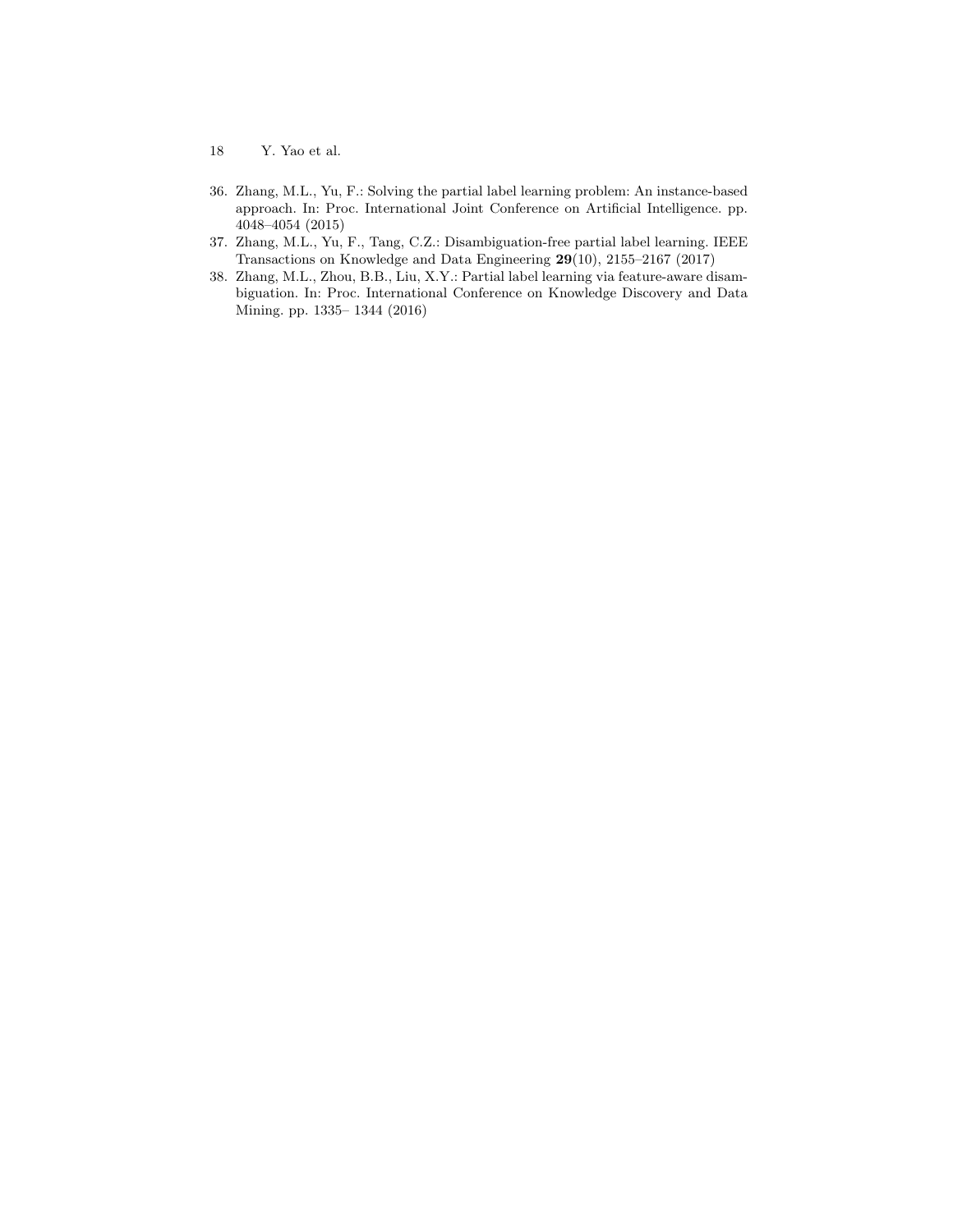36. Zhang, M.L., Yu, F.: Solving the partial label learning problem: An instance-based approach. In: Proc. International Joint Conference on Artificial Intelligence. pp. 4048–4054 (2015)
37. Zhang, M.L., Yu, F., Tang, C.Z.: Disambiguation-free partial label learning. IEEE Transactions on Knowledge and Data Engineering **29**(10), 2155–2167 (2017)
38. Zhang, M.L., Zhou, B.B., Liu, X.Y.: Partial label learning via feature-aware disambiguation. In: Proc. International Conference on Knowledge Discovery and Data Mining. pp. 1335– 1344 (2016)